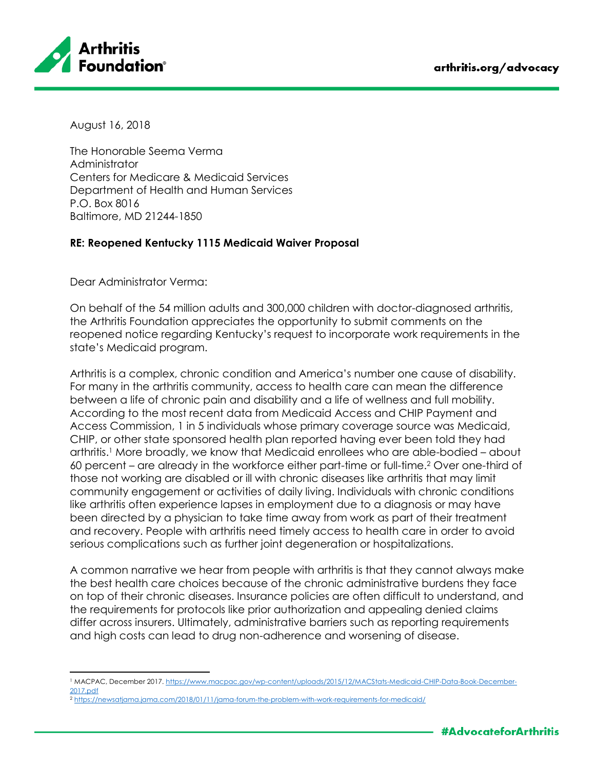Arthritis Foundation

arthritis.org/advocacy

August 16, 2018

The Honorable Seema Verma
Administrator
Centers for Medicare & Medicaid Services
Department of Health and Human Services
P.O. Box 8016
Baltimore, MD 21244-1850

**RE: Reopened Kentucky 1115 Medicaid Waiver Proposal**

Dear Administrator Verma:

On behalf of the 54 million adults and 300,000 children with doctor-diagnosed arthritis, the Arthritis Foundation appreciates the opportunity to submit comments on the reopened notice regarding Kentucky's request to incorporate work requirements in the state's Medicaid program.

Arthritis is a complex, chronic condition and America's number one cause of disability. For many in the arthritis community, access to health care can mean the difference between a life of chronic pain and disability and a life of wellness and full mobility. According to the most recent data from Medicaid Access and CHIP Payment and Access Commission, 1 in 5 individuals whose primary coverage source was Medicaid, CHIP, or other state sponsored health plan reported having ever been told they had arthritis.[1] More broadly, we know that Medicaid enrollees who are able-bodied – about 60 percent – are already in the workforce either part-time or full-time.[2] Over one-third of those not working are disabled or ill with chronic diseases like arthritis that may limit community engagement or activities of daily living. Individuals with chronic conditions like arthritis often experience lapses in employment due to a diagnosis or may have been directed by a physician to take time away from work as part of their treatment and recovery. People with arthritis need timely access to health care in order to avoid serious complications such as further joint degeneration or hospitalizations.

A common narrative we hear from people with arthritis is that they cannot always make the best health care choices because of the chronic administrative burdens they face on top of their chronic diseases. Insurance policies are often difficult to understand, and the requirements for protocols like prior authorization and appealing denied claims differ across insurers. Ultimately, administrative barriers such as reporting requirements and high costs can lead to drug non-adherence and worsening of disease.

---

[1] MACPAC, December 2017. https://www.macpac.gov/wp-content/uploads/2015/12/MACStats-Medicaid-CHIP-Data-Book-December-2017.pdf

[2] https://newsatjama.jama.com/2018/01/11/jama-forum-the-problem-with-work-requirements-for-medicaid/

#AdvocateforArthritis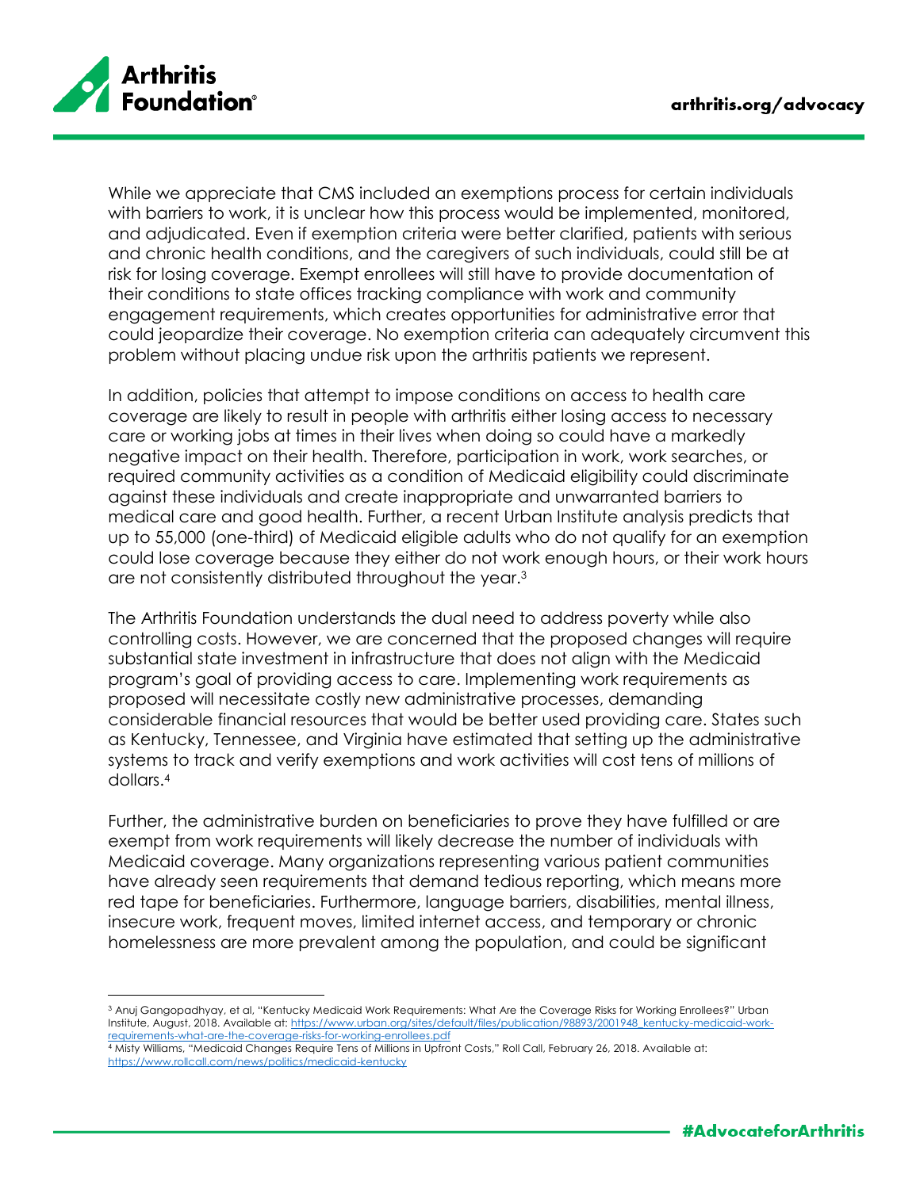While we appreciate that CMS included an exemptions process for certain individuals with barriers to work, it is unclear how this process would be implemented, monitored, and adjudicated. Even if exemption criteria were better clarified, patients with serious and chronic health conditions, and the caregivers of such individuals, could still be at risk for losing coverage. Exempt enrollees will still have to provide documentation of their conditions to state offices tracking compliance with work and community engagement requirements, which creates opportunities for administrative error that could jeopardize their coverage. No exemption criteria can adequately circumvent this problem without placing undue risk upon the arthritis patients we represent.

In addition, policies that attempt to impose conditions on access to health care coverage are likely to result in people with arthritis either losing access to necessary care or working jobs at times in their lives when doing so could have a markedly negative impact on their health. Therefore, participation in work, work searches, or required community activities as a condition of Medicaid eligibility could discriminate against these individuals and create inappropriate and unwarranted barriers to medical care and good health. Further, a recent Urban Institute analysis predicts that up to 55,000 (one-third) of Medicaid eligible adults who do not qualify for an exemption could lose coverage because they either do not work enough hours, or their work hours are not consistently distributed throughout the year.[3]

The Arthritis Foundation understands the dual need to address poverty while also controlling costs. However, we are concerned that the proposed changes will require substantial state investment in infrastructure that does not align with the Medicaid program's goal of providing access to care. Implementing work requirements as proposed will necessitate costly new administrative processes, demanding considerable financial resources that would be better used providing care. States such as Kentucky, Tennessee, and Virginia have estimated that setting up the administrative systems to track and verify exemptions and work activities will cost tens of millions of dollars.[4]

Further, the administrative burden on beneficiaries to prove they have fulfilled or are exempt from work requirements will likely decrease the number of individuals with Medicaid coverage. Many organizations representing various patient communities have already seen requirements that demand tedious reporting, which means more red tape for beneficiaries. Furthermore, language barriers, disabilities, mental illness, insecure work, frequent moves, limited internet access, and temporary or chronic homelessness are more prevalent among the population, and could be significant

---

[3] Anuj Gangopadhyay, et al, "Kentucky Medicaid Work Requirements: What Are the Coverage Risks for Working Enrollees?" Urban Institute, August, 2018. Available at: https://www.urban.org/sites/default/files/publication/98893/2001948_kentucky-medicaid-work-requirements-what-are-the-coverage-risks-for-working-enrollees.pdf

[4] Misty Williams, "Medicaid Changes Require Tens of Millions in Upfront Costs," Roll Call, February 26, 2018. Available at: https://www.rollcall.com/news/politics/medicaid-kentucky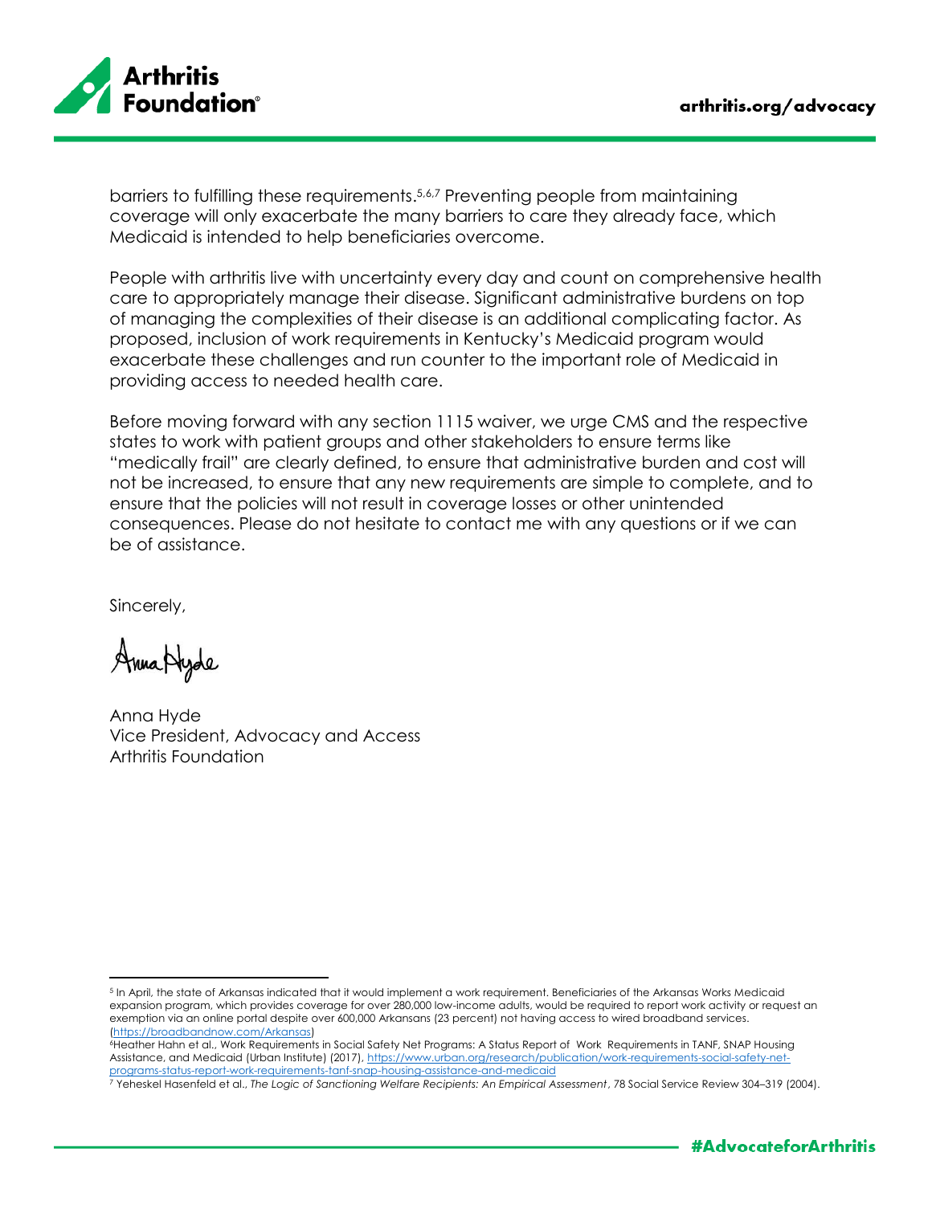barriers to fulfilling these requirements.[5,6,7] Preventing people from maintaining coverage will only exacerbate the many barriers to care they already face, which Medicaid is intended to help beneficiaries overcome.

People with arthritis live with uncertainty every day and count on comprehensive health care to appropriately manage their disease. Significant administrative burdens on top of managing the complexities of their disease is an additional complicating factor. As proposed, inclusion of work requirements in Kentucky's Medicaid program would exacerbate these challenges and run counter to the important role of Medicaid in providing access to needed health care.

Before moving forward with any section 1115 waiver, we urge CMS and the respective states to work with patient groups and other stakeholders to ensure terms like "medically frail" are clearly defined, to ensure that administrative burden and cost will not be increased, to ensure that any new requirements are simple to complete, and to ensure that the policies will not result in coverage losses or other unintended consequences. Please do not hesitate to contact me with any questions or if we can be of assistance.

Sincerely,

Anna Hyde
Vice President, Advocacy and Access
Arthritis Foundation

---

[5] In April, the state of Arkansas indicated that it would implement a work requirement. Beneficiaries of the Arkansas Works Medicaid expansion program, which provides coverage for over 280,000 low-income adults, would be required to report work activity or request an exemption via an online portal despite over 600,000 Arkansans (23 percent) not having access to wired broadband services. (https://broadbandnow.com/Arkansas)

[6] Heather Hahn et al., Work Requirements in Social Safety Net Programs: A Status Report of Work Requirements in TANF, SNAP Housing Assistance, and Medicaid (Urban Institute) (2017), https://www.urban.org/research/publication/work-requirements-social-safety-net-programs-status-report-work-requirements-tanf-snap-housing-assistance-and-medicaid

[7] Yeheskel Hasenfeld et al., *The Logic of Sanctioning Welfare Recipients: An Empirical Assessment*, 78 Social Service Review 304–319 (2004).